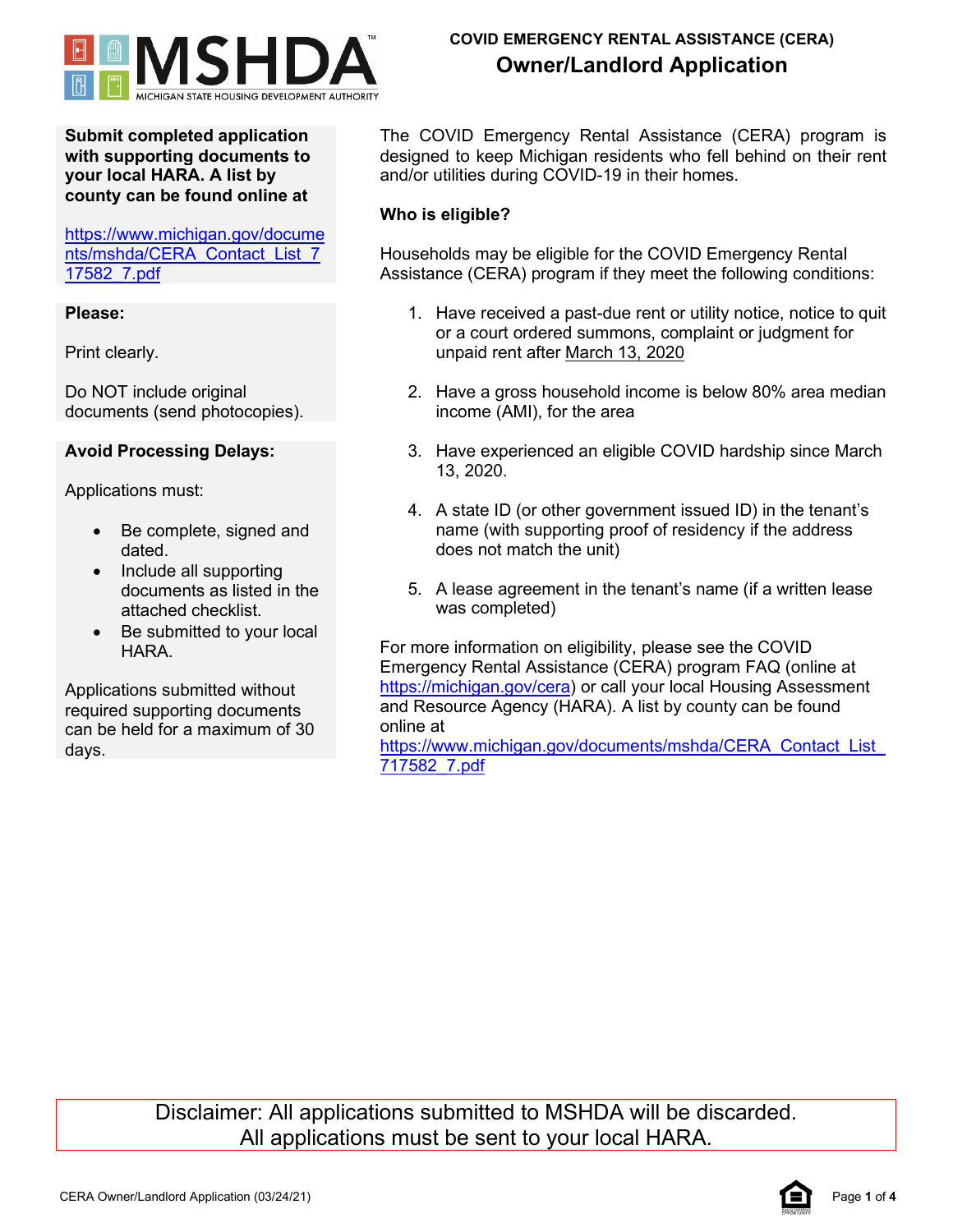MSHDA
MICHIGAN STATE HOUSING DEVELOPMENT AUTHORITY

**COVID EMERGENCY RENTAL ASSISTANCE (CERA)**

# Owner/Landlord Application

**Submit completed application with supporting documents to your local HARA. A list by county can be found online at**

https://www.michigan.gov/documents/mshda/CERA_Contact_List_717582_7.pdf

**Please:**

Print clearly.

Do NOT include original documents (send photocopies).

**Avoid Processing Delays:**

Applications must:

- Be complete, signed and dated.
- Include all supporting documents as listed in the attached checklist.
- Be submitted to your local HARA.

Applications submitted without required supporting documents can be held for a maximum of 30 days.

The COVID Emergency Rental Assistance (CERA) program is designed to keep Michigan residents who fell behind on their rent and/or utilities during COVID-19 in their homes.

**Who is eligible?**

Households may be eligible for the COVID Emergency Rental Assistance (CERA) program if they meet the following conditions:

1. Have received a past-due rent or utility notice, notice to quit or a court ordered summons, complaint or judgment for unpaid rent after March 13, 2020
2. Have a gross household income is below 80% area median income (AMI), for the area
3. Have experienced an eligible COVID hardship since March 13, 2020.
4. A state ID (or other government issued ID) in the tenant's name (with supporting proof of residency if the address does not match the unit)
5. A lease agreement in the tenant's name (if a written lease was completed)

For more information on eligibility, please see the COVID Emergency Rental Assistance (CERA) program FAQ (online at https://michigan.gov/cera) or call your local Housing Assessment and Resource Agency (HARA). A list by county can be found online at https://www.michigan.gov/documents/mshda/CERA_Contact_List_717582_7.pdf

Disclaimer: All applications submitted to MSHDA will be discarded.
All applications must be sent to your local HARA.

CERA Owner/Landlord Application (03/24/21)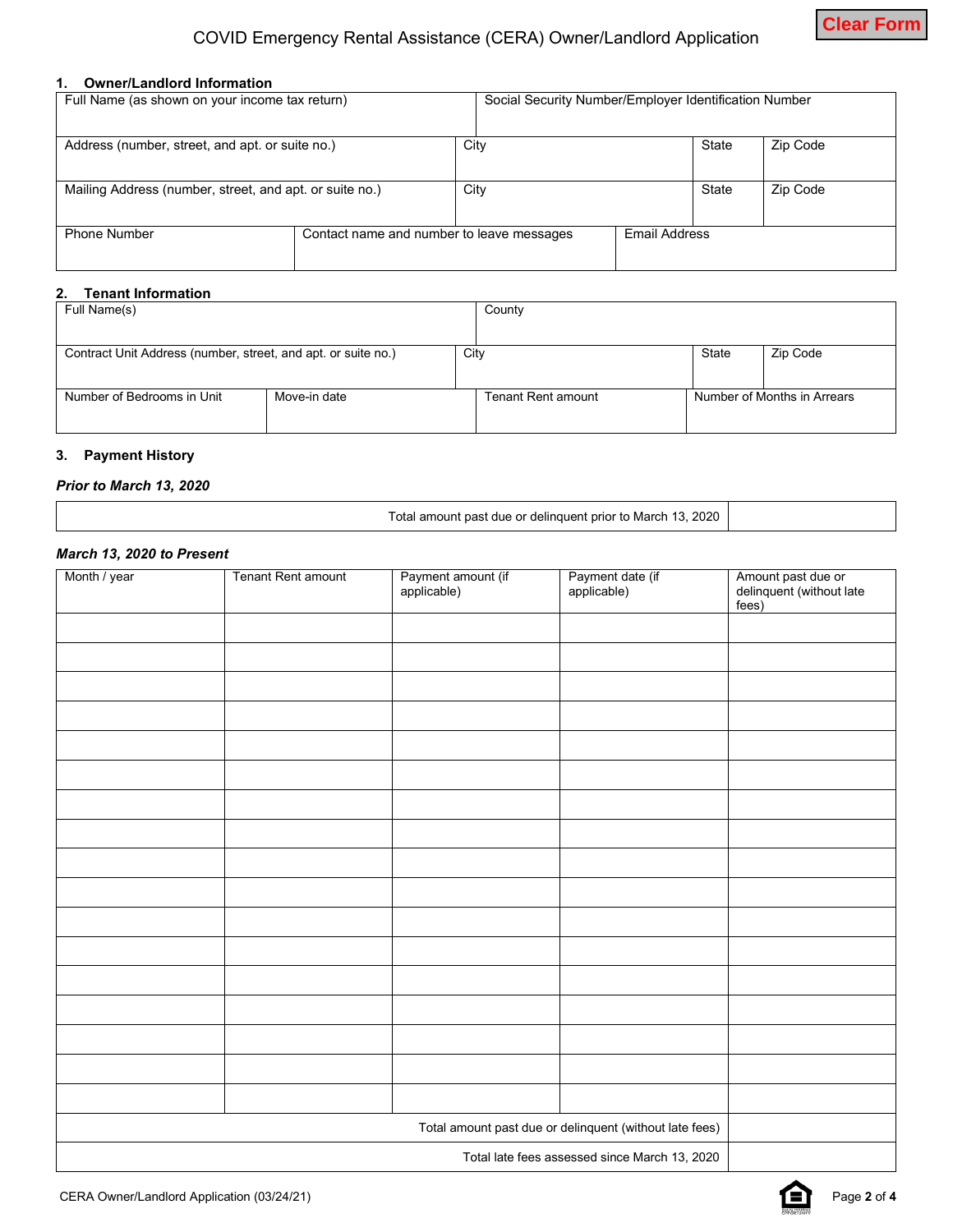# COVID Emergency Rental Assistance (CERA) Owner/Landlord Application

Clear Form

## 1. Owner/Landlord Information

| Full Name (as shown on your income tax return) | | Social Security Number/Employer Identification Number | |
|---|---|---|---|
| | | | |

| Address (number, street, and apt. or suite no.) | City | State | Zip Code |
|---|---|---|---|
| | | | |

| Mailing Address (number, street, and apt. or suite no.) | City | State | Zip Code |
|---|---|---|---|
| | | | |

| Phone Number | Contact name and number to leave messages | Email Address |
|---|---|---|
| | | |

## 2. Tenant Information

| Full Name(s) | County |
|---|---|
| | |

| Contract Unit Address (number, street, and apt. or suite no.) | City | State | Zip Code |
|---|---|---|---|
| | | | |

| Number of Bedrooms in Unit | Move-in date | Tenant Rent amount | Number of Months in Arrears |
|---|---|---|---|
| | | | |

## 3. Payment History

***Prior to March 13, 2020***

| Total amount past due or delinquent prior to March 13, 2020 | |
|---|---|

***March 13, 2020 to Present***

| Month / year | Tenant Rent amount | Payment amount (if applicable) | Payment date (if applicable) | Amount past due or delinquent (without late fees) |
|---|---|---|---|---|
| | | | | |
| | | | | |
| | | | | |
| | | | | |
| | | | | |
| | | | | |
| | | | | |
| | | | | |
| | | | | |
| | | | | |
| | | | | |
| | | | | |
| | | | | |
| | | | | |
| | | | | |
| | | | | |
| | | | | |
| Total amount past due or delinquent (without late fees) | | | | |
| Total late fees assessed since March 13, 2020 | | | | |

CERA Owner/Landlord Application (03/24/21)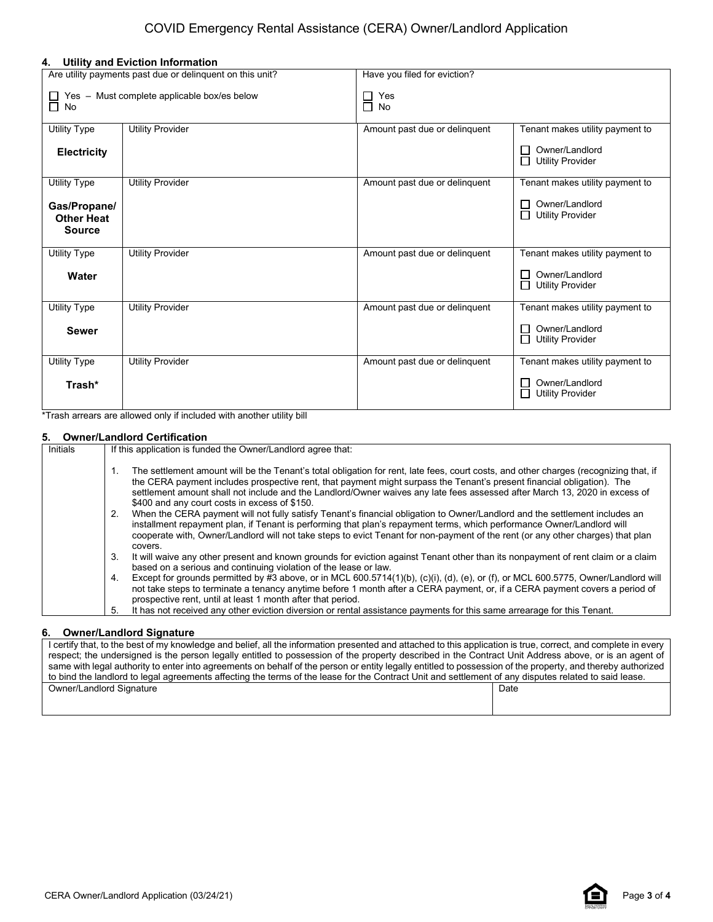## 4. Utility and Eviction Information

| Are utility payments past due or delinquent on this unit? | Have you filed for eviction? |
|---|---|
| ☐ Yes – Must complete applicable box/es below<br>☐ No | ☐ Yes<br>☐ No |

| Utility Type | Utility Provider | Amount past due or delinquent | Tenant makes utility payment to |
|---|---|---|---|
| **Electricity** | | | ☐ Owner/Landlord<br>☐ Utility Provider |
| **Gas/Propane/ Other Heat Source** | | | ☐ Owner/Landlord<br>☐ Utility Provider |
| **Water** | | | ☐ Owner/Landlord<br>☐ Utility Provider |
| **Sewer** | | | ☐ Owner/Landlord<br>☐ Utility Provider |
| **Trash*** | | | ☐ Owner/Landlord<br>☐ Utility Provider |

*Trash arrears are allowed only if included with another utility bill

## 5. Owner/Landlord Certification

| Initials | If this application is funded the Owner/Landlord agree that: |
|---|---|
| | 1. The settlement amount will be the Tenant's total obligation for rent, late fees, court costs, and other charges (recognizing that, if the CERA payment includes prospective rent, that payment might surpass the Tenant's present financial obligation). The settlement amount shall not include and the Landlord/Owner waives any late fees assessed after March 13, 2020 in excess of $400 and any court costs in excess of $150.<br>2. When the CERA payment will not fully satisfy Tenant's financial obligation to Owner/Landlord and the settlement includes an installment repayment plan, if Tenant is performing that plan's repayment terms, which performance Owner/Landlord will cooperate with, Owner/Landlord will not take steps to evict Tenant for non-payment of the rent (or any other charges) that plan covers.<br>3. It will waive any other present and known grounds for eviction against Tenant other than its nonpayment of rent claim or a claim based on a serious and continuing violation of the lease or law.<br>4. Except for grounds permitted by #3 above, or in MCL 600.5714(1)(b), (c)(i), (d), (e), or (f), or MCL 600.5775, Owner/Landlord will not take steps to terminate a tenancy anytime before 1 month after a CERA payment, or, if a CERA payment covers a period of prospective rent, until at least 1 month after that period.<br>5. It has not received any other eviction diversion or rental assistance payments for this same arrearage for this Tenant. |

## 6. Owner/Landlord Signature

I certify that, to the best of my knowledge and belief, all the information presented and attached to this application is true, correct, and complete in every respect; the undersigned is the person legally entitled to possession of the property described in the Contract Unit Address above, or is an agent of same with legal authority to enter into agreements on behalf of the person or entity legally entitled to possession of the property, and thereby authorized to bind the landlord to legal agreements affecting the terms of the lease for the Contract Unit and settlement of any disputes related to said lease.

| Owner/Landlord Signature | Date |
|---|---|
| | |

CERA Owner/Landlord Application (03/24/21)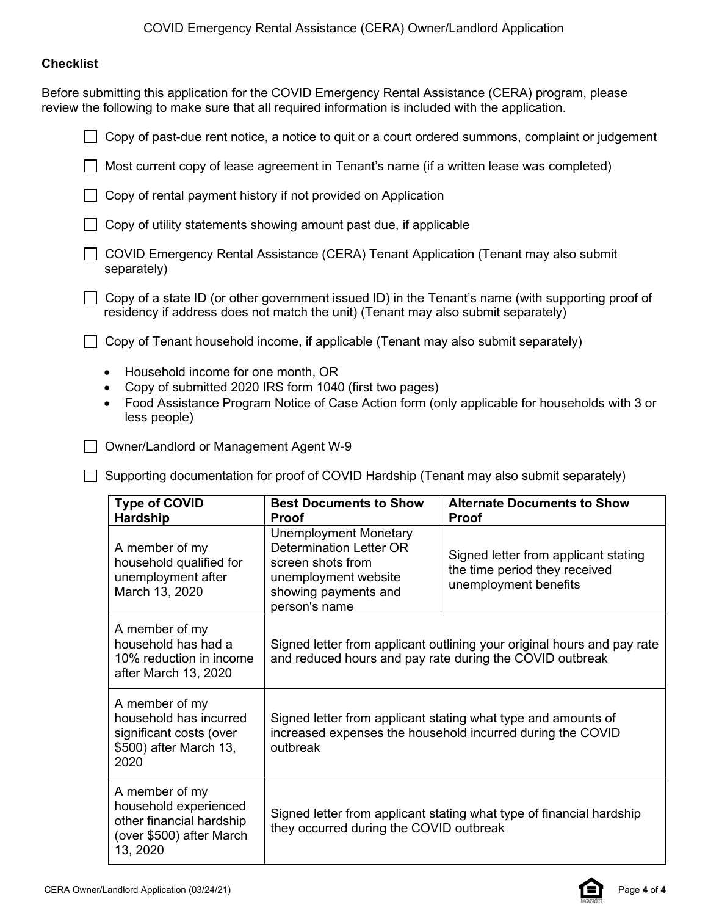## Checklist

Before submitting this application for the COVID Emergency Rental Assistance (CERA) program, please review the following to make sure that all required information is included with the application.

- ☐ Copy of past-due rent notice, a notice to quit or a court ordered summons, complaint or judgement
- ☐ Most current copy of lease agreement in Tenant's name (if a written lease was completed)
- ☐ Copy of rental payment history if not provided on Application
- ☐ Copy of utility statements showing amount past due, if applicable
- ☐ COVID Emergency Rental Assistance (CERA) Tenant Application (Tenant may also submit separately)
- ☐ Copy of a state ID (or other government issued ID) in the Tenant's name (with supporting proof of residency if address does not match the unit) (Tenant may also submit separately)
- ☐ Copy of Tenant household income, if applicable (Tenant may also submit separately)
  - Household income for one month, OR
  - Copy of submitted 2020 IRS form 1040 (first two pages)
  - Food Assistance Program Notice of Case Action form (only applicable for households with 3 or less people)
- ☐ Owner/Landlord or Management Agent W-9
- ☐ Supporting documentation for proof of COVID Hardship (Tenant may also submit separately)

| Type of COVID Hardship | Best Documents to Show Proof | Alternate Documents to Show Proof |
|---|---|---|
| A member of my household qualified for unemployment after March 13, 2020 | Unemployment Monetary Determination Letter OR screen shots from unemployment website showing payments and person's name | Signed letter from applicant stating the time period they received unemployment benefits |
| A member of my household has had a 10% reduction in income after March 13, 2020 | Signed letter from applicant outlining your original hours and pay rate and reduced hours and pay rate during the COVID outbreak | |
| A member of my household has incurred significant costs (over $500) after March 13, 2020 | Signed letter from applicant stating what type and amounts of increased expenses the household incurred during the COVID outbreak | |
| A member of my household experienced other financial hardship (over $500) after March 13, 2020 | Signed letter from applicant stating what type of financial hardship they occurred during the COVID outbreak | |